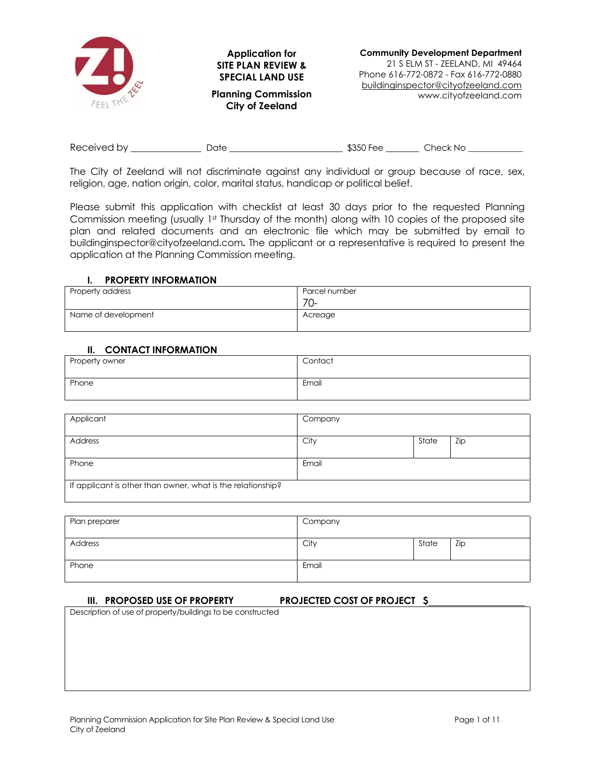**Application for SITE PLAN REVIEW & SPECIAL LAND USE**

**Planning Commission**
**City of Zeeland**

**Community Development Department**
21 S ELM ST - ZEELAND, MI 49464
Phone 616-772-0872 - Fax 616-772-0880
buildinginspector@cityofzeeland.com
www.cityofzeeland.com

Received by _______________ Date _________________________ $350 Fee _______ Check No ____________

The City of Zeeland will not discriminate against any individual or group because of race, sex, religion, age, nation origin, color, marital status, handicap or political belief.

Please submit this application with checklist at least 30 days prior to the requested Planning Commission meeting (usually 1st Thursday of the month) along with 10 copies of the proposed site plan and related documents and an electronic file which may be submitted by email to buildinginspector@cityofzeeland.com. The applicant or a representative is required to present the application at the Planning Commission meeting.

## I. PROPERTY INFORMATION

| Property address | Parcel number 70- |
|---|---|
| Name of development | Acreage |

## II. CONTACT INFORMATION

| Property owner | Contact |
|---|---|
| Phone | Email |

| Applicant | Company | | |
|---|---|---|---|
| Address | City | State | Zip |
| Phone | Email | | |
| If applicant is other than owner, what is the relationship? | | | |

| Plan preparer | Company | | |
|---|---|---|---|
| Address | City | State | Zip |
| Phone | Email | | |

## III. PROPOSED USE OF PROPERTY

**PROJECTED COST OF PROJECT $** ____________________

| Description of use of property/buildings to be constructed |
|---|
| |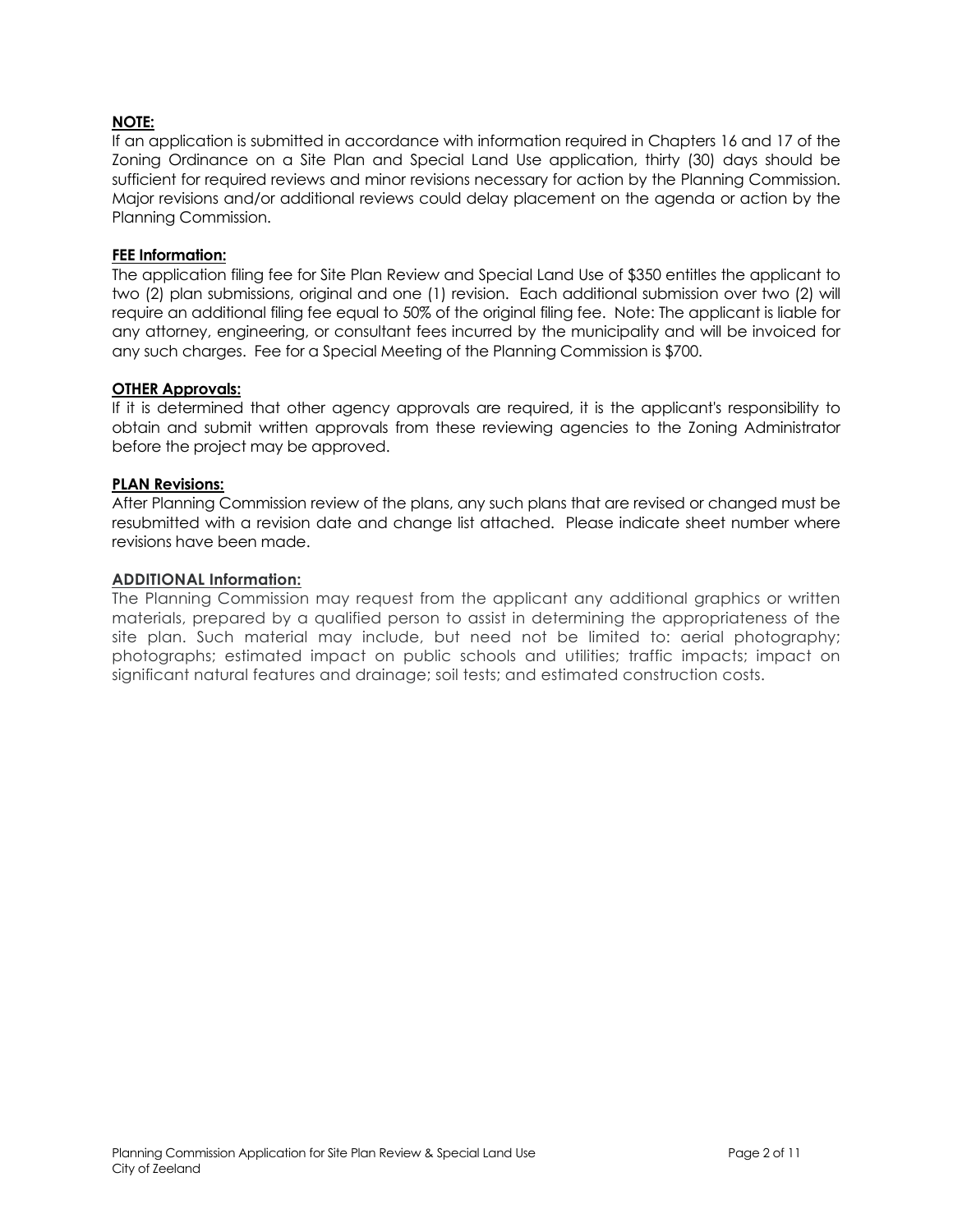**NOTE:**

If an application is submitted in accordance with information required in Chapters 16 and 17 of the Zoning Ordinance on a Site Plan and Special Land Use application, thirty (30) days should be sufficient for required reviews and minor revisions necessary for action by the Planning Commission. Major revisions and/or additional reviews could delay placement on the agenda or action by the Planning Commission.

**FEE Information:**

The application filing fee for Site Plan Review and Special Land Use of $350 entitles the applicant to two (2) plan submissions, original and one (1) revision. Each additional submission over two (2) will require an additional filing fee equal to 50% of the original filing fee. Note: The applicant is liable for any attorney, engineering, or consultant fees incurred by the municipality and will be invoiced for any such charges. Fee for a Special Meeting of the Planning Commission is $700.

**OTHER Approvals:**

If it is determined that other agency approvals are required, it is the applicant's responsibility to obtain and submit written approvals from these reviewing agencies to the Zoning Administrator before the project may be approved.

**PLAN Revisions:**

After Planning Commission review of the plans, any such plans that are revised or changed must be resubmitted with a revision date and change list attached. Please indicate sheet number where revisions have been made.

**ADDITIONAL Information:**

The Planning Commission may request from the applicant any additional graphics or written materials, prepared by a qualified person to assist in determining the appropriateness of the site plan. Such material may include, but need not be limited to: aerial photography; photographs; estimated impact on public schools and utilities; traffic impacts; impact on significant natural features and drainage; soil tests; and estimated construction costs.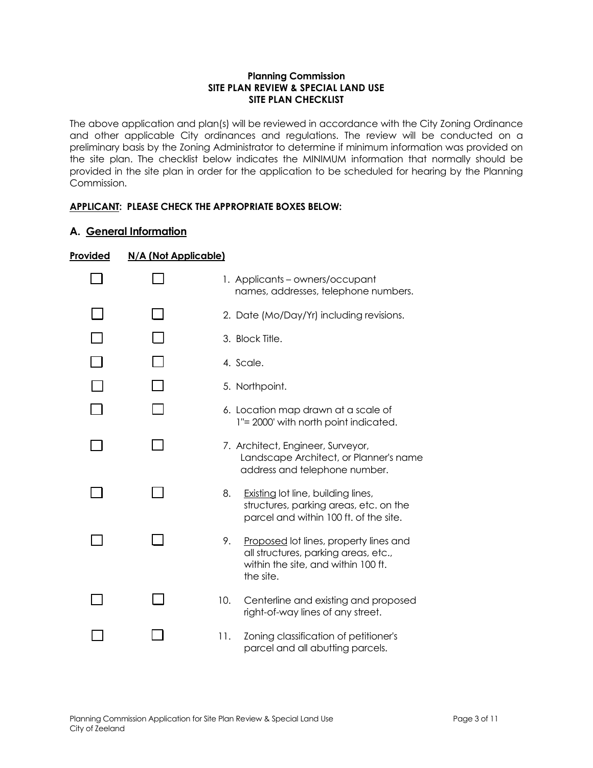**Planning Commission**
**SITE PLAN REVIEW & SPECIAL LAND USE**
**SITE PLAN CHECKLIST**

The above application and plan(s) will be reviewed in accordance with the City Zoning Ordinance and other applicable City ordinances and regulations. The review will be conducted on a preliminary basis by the Zoning Administrator to determine if minimum information was provided on the site plan. The checklist below indicates the MINIMUM information that normally should be provided in the site plan in order for the application to be scheduled for hearing by the Planning Commission.

**APPLICANT: PLEASE CHECK THE APPROPRIATE BOXES BELOW:**

## A. General Information

| Provided | N/A (Not Applicable) | |
|---|---|---|
| ☐ | ☐ | 1. Applicants – owners/occupant names, addresses, telephone numbers. |
| ☐ | ☐ | 2. Date (Mo/Day/Yr) including revisions. |
| ☐ | ☐ | 3. Block Title. |
| ☐ | ☐ | 4. Scale. |
| ☐ | ☐ | 5. Northpoint. |
| ☐ | ☐ | 6. Location map drawn at a scale of 1"= 2000' with north point indicated. |
| ☐ | ☐ | 7. Architect, Engineer, Surveyor, Landscape Architect, or Planner's name address and telephone number. |
| ☐ | ☐ | 8. Existing lot line, building lines, structures, parking areas, etc. on the parcel and within 100 ft. of the site. |
| ☐ | ☐ | 9. Proposed lot lines, property lines and all structures, parking areas, etc., within the site, and within 100 ft. the site. |
| ☐ | ☐ | 10. Centerline and existing and proposed right-of-way lines of any street. |
| ☐ | ☐ | 11. Zoning classification of petitioner's parcel and all abutting parcels. |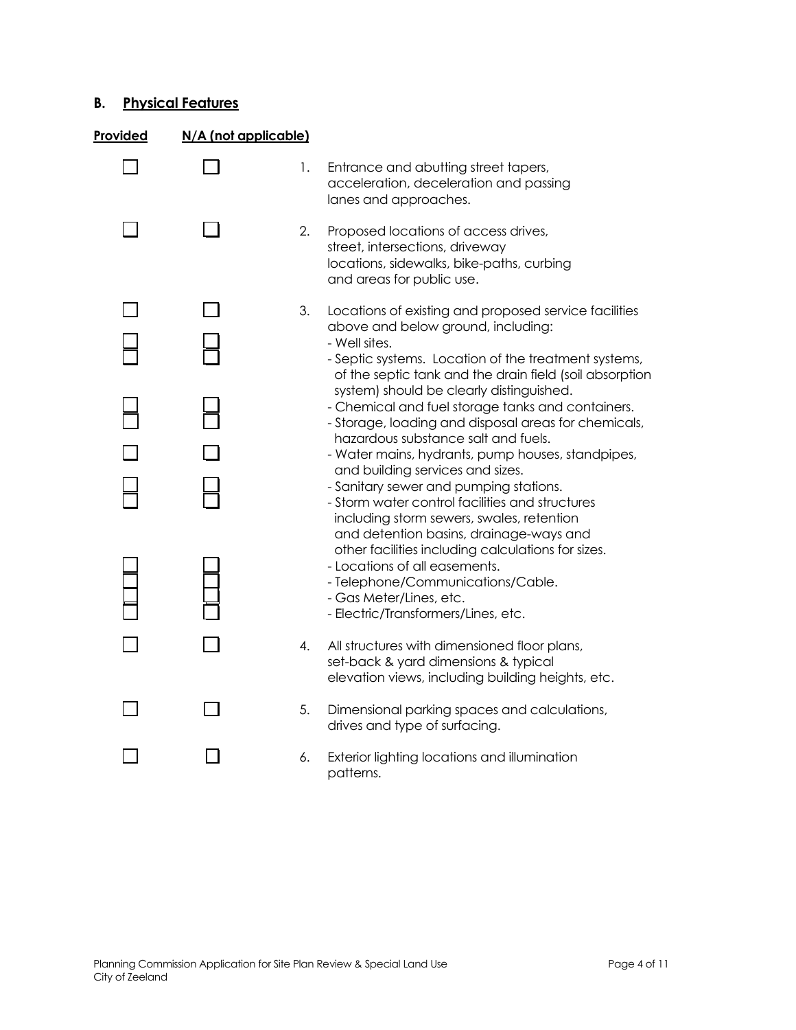## B. Physical Features

| Provided | N/A (not applicable) | | |
|---|---|---|---|
| ☐ | ☐ | 1. | Entrance and abutting street tapers, acceleration, deceleration and passing lanes and approaches. |
| ☐ | ☐ | 2. | Proposed locations of access drives, street, intersections, driveway locations, sidewalks, bike-paths, curbing and areas for public use. |
| ☐ | ☐ | 3. | Locations of existing and proposed service facilities above and below ground, including: |
| ☐ | ☐ | | - Well sites. |
| ☐ | ☐ | | - Septic systems. Location of the treatment systems, of the septic tank and the drain field (soil absorption system) should be clearly distinguished. |
| ☐ | ☐ | | - Chemical and fuel storage tanks and containers. |
| ☐ | ☐ | | - Storage, loading and disposal areas for chemicals, hazardous substance salt and fuels. |
| ☐ | ☐ | | - Water mains, hydrants, pump houses, standpipes, and building services and sizes. |
| ☐ | ☐ | | - Sanitary sewer and pumping stations. |
| ☐ | ☐ | | - Storm water control facilities and structures including storm sewers, swales, retention and detention basins, drainage-ways and other facilities including calculations for sizes. |
| ☐ | ☐ | | - Locations of all easements. |
| ☐ | ☐ | | - Telephone/Communications/Cable. |
| ☐ | ☐ | | - Gas Meter/Lines, etc. |
| ☐ | ☐ | | - Electric/Transformers/Lines, etc. |
| ☐ | ☐ | 4. | All structures with dimensioned floor plans, set-back & yard dimensions & typical elevation views, including building heights, etc. |
| ☐ | ☐ | 5. | Dimensional parking spaces and calculations, drives and type of surfacing. |
| ☐ | ☐ | 6. | Exterior lighting locations and illumination patterns. |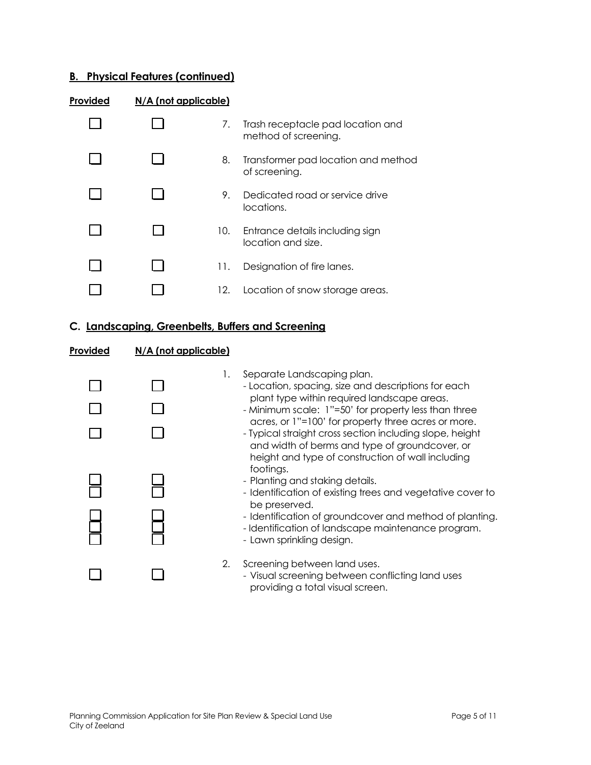## B. Physical Features (continued)

| Provided | N/A (not applicable) | | |
|---|---|---|---|
| ☐ | ☐ | 7. | Trash receptacle pad location and method of screening. |
| ☐ | ☐ | 8. | Transformer pad location and method of screening. |
| ☐ | ☐ | 9. | Dedicated road or service drive locations. |
| ☐ | ☐ | 10. | Entrance details including sign location and size. |
| ☐ | ☐ | 11. | Designation of fire lanes. |
| ☐ | ☐ | 12. | Location of snow storage areas. |

## C. Landscaping, Greenbelts, Buffers and Screening

| Provided | N/A (not applicable) | | |
|---|---|---|---|
| | | 1. | Separate Landscaping plan. |
| ☐ | ☐ | | - Location, spacing, size and descriptions for each plant type within required landscape areas. |
| ☐ | ☐ | | - Minimum scale: 1"=50' for property less than three acres, or 1"=100' for property three acres or more. |
| ☐ | ☐ | | - Typical straight cross section including slope, height and width of berms and type of groundcover, or height and type of construction of wall including footings. |
| ☐ | ☐ | | - Planting and staking details. |
| ☐ | ☐ | | - Identification of existing trees and vegetative cover to be preserved. |
| ☐ | ☐ | | - Identification of groundcover and method of planting. |
| ☐ | ☐ | | - Identification of landscape maintenance program. |
| ☐ | ☐ | | - Lawn sprinkling design. |
| | | 2. | Screening between land uses. |
| ☐ | ☐ | | - Visual screening between conflicting land uses providing a total visual screen. |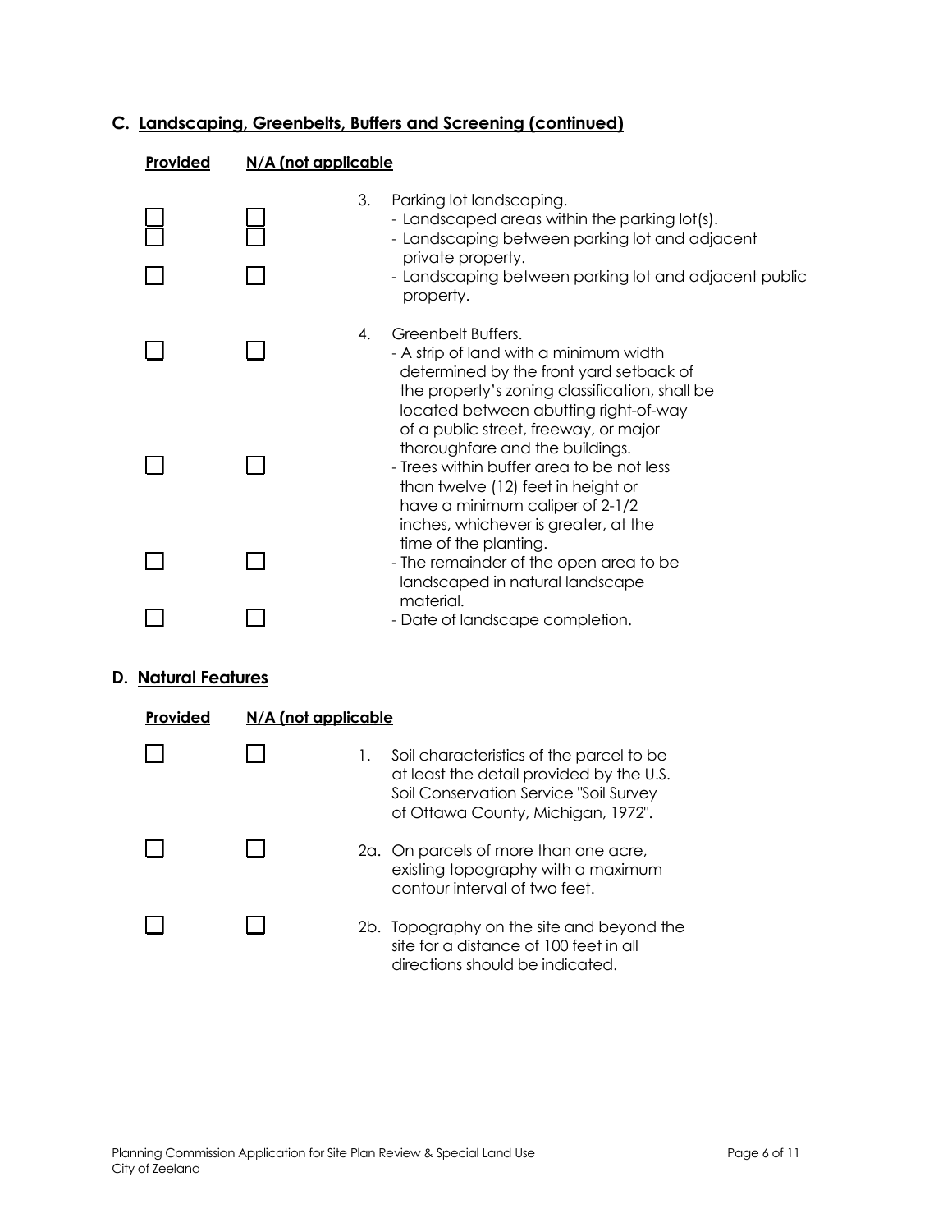## C. Landscaping, Greenbelts, Buffers and Screening (continued)

| Provided | N/A (not applicable | |
|---|---|---|
| ☐ | ☐ | 3. Parking lot landscaping.<br>- Landscaped areas within the parking lot(s). |
| ☐ | ☐ | - Landscaping between parking lot and adjacent private property. |
| ☐ | ☐ | - Landscaping between parking lot and adjacent public property. |
| ☐ | ☐ | 4. Greenbelt Buffers.<br>- A strip of land with a minimum width determined by the front yard setback of the property's zoning classification, shall be located between abutting right-of-way of a public street, freeway, or major thoroughfare and the buildings. |
| ☐ | ☐ | - Trees within buffer area to be not less than twelve (12) feet in height or have a minimum caliper of 2-1/2 inches, whichever is greater, at the time of the planting. |
| ☐ | ☐ | - The remainder of the open area to be landscaped in natural landscape material. |
| ☐ | ☐ | - Date of landscape completion. |

## D. Natural Features

| Provided | N/A (not applicable | |
|---|---|---|
| ☐ | ☐ | 1. Soil characteristics of the parcel to be at least the detail provided by the U.S. Soil Conservation Service "Soil Survey of Ottawa County, Michigan, 1972". |
| ☐ | ☐ | 2a. On parcels of more than one acre, existing topography with a maximum contour interval of two feet. |
| ☐ | ☐ | 2b. Topography on the site and beyond the site for a distance of 100 feet in all directions should be indicated. |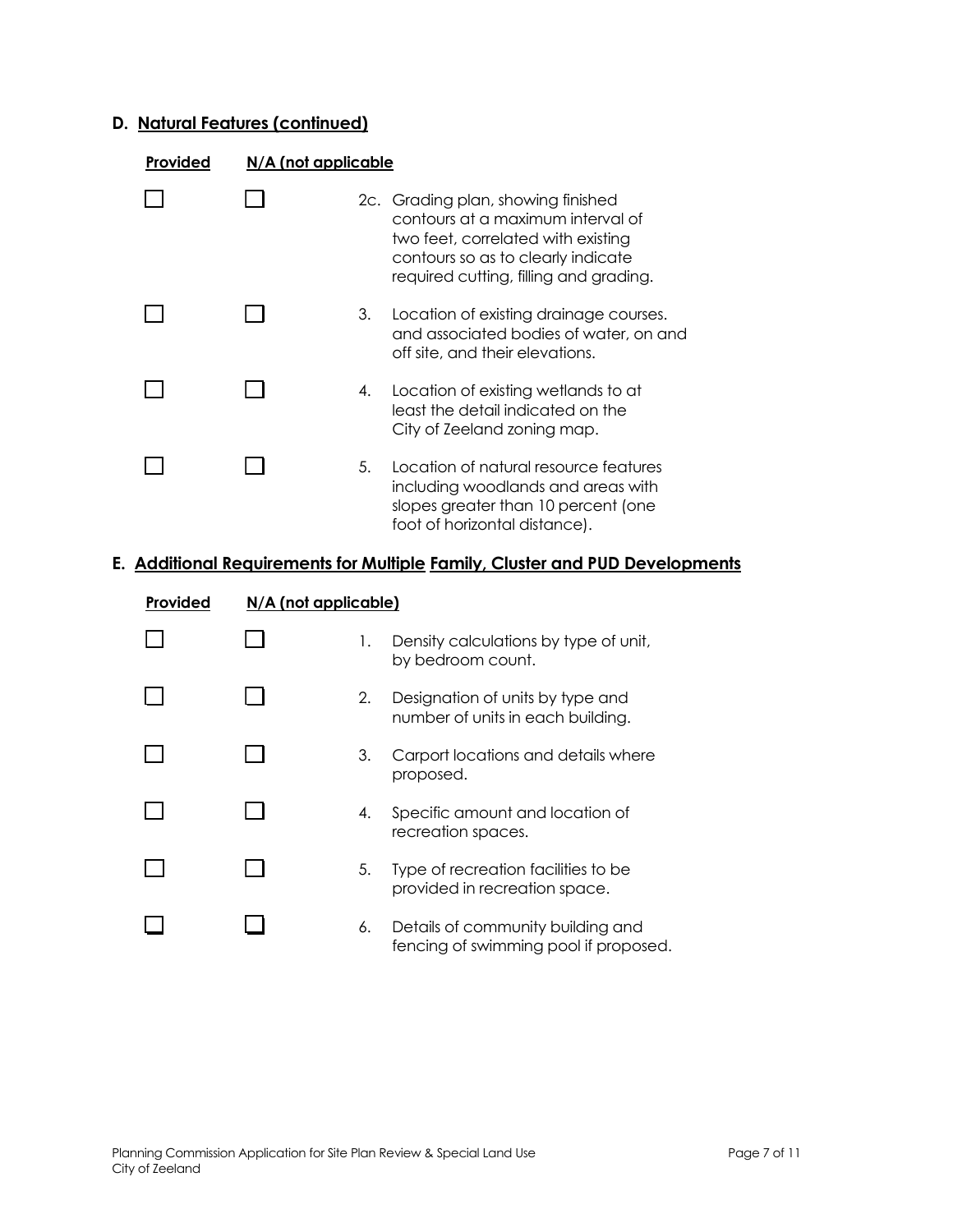### D. Natural Features (continued)

| Provided | N/A (not applicable | | |
|---|---|---|---|
| ☐ | ☐ | 2c. | Grading plan, showing finished contours at a maximum interval of two feet, correlated with existing contours so as to clearly indicate required cutting, filling and grading. |
| ☐ | ☐ | 3. | Location of existing drainage courses. and associated bodies of water, on and off site, and their elevations. |
| ☐ | ☐ | 4. | Location of existing wetlands to at least the detail indicated on the City of Zeeland zoning map. |
| ☐ | ☐ | 5. | Location of natural resource features including woodlands and areas with slopes greater than 10 percent (one foot of horizontal distance). |

### E. Additional Requirements for Multiple Family, Cluster and PUD Developments

| Provided | N/A (not applicable) | | |
|---|---|---|---|
| ☐ | ☐ | 1. | Density calculations by type of unit, by bedroom count. |
| ☐ | ☐ | 2. | Designation of units by type and number of units in each building. |
| ☐ | ☐ | 3. | Carport locations and details where proposed. |
| ☐ | ☐ | 4. | Specific amount and location of recreation spaces. |
| ☐ | ☐ | 5. | Type of recreation facilities to be provided in recreation space. |
| ☐ | ☐ | 6. | Details of community building and fencing of swimming pool if proposed. |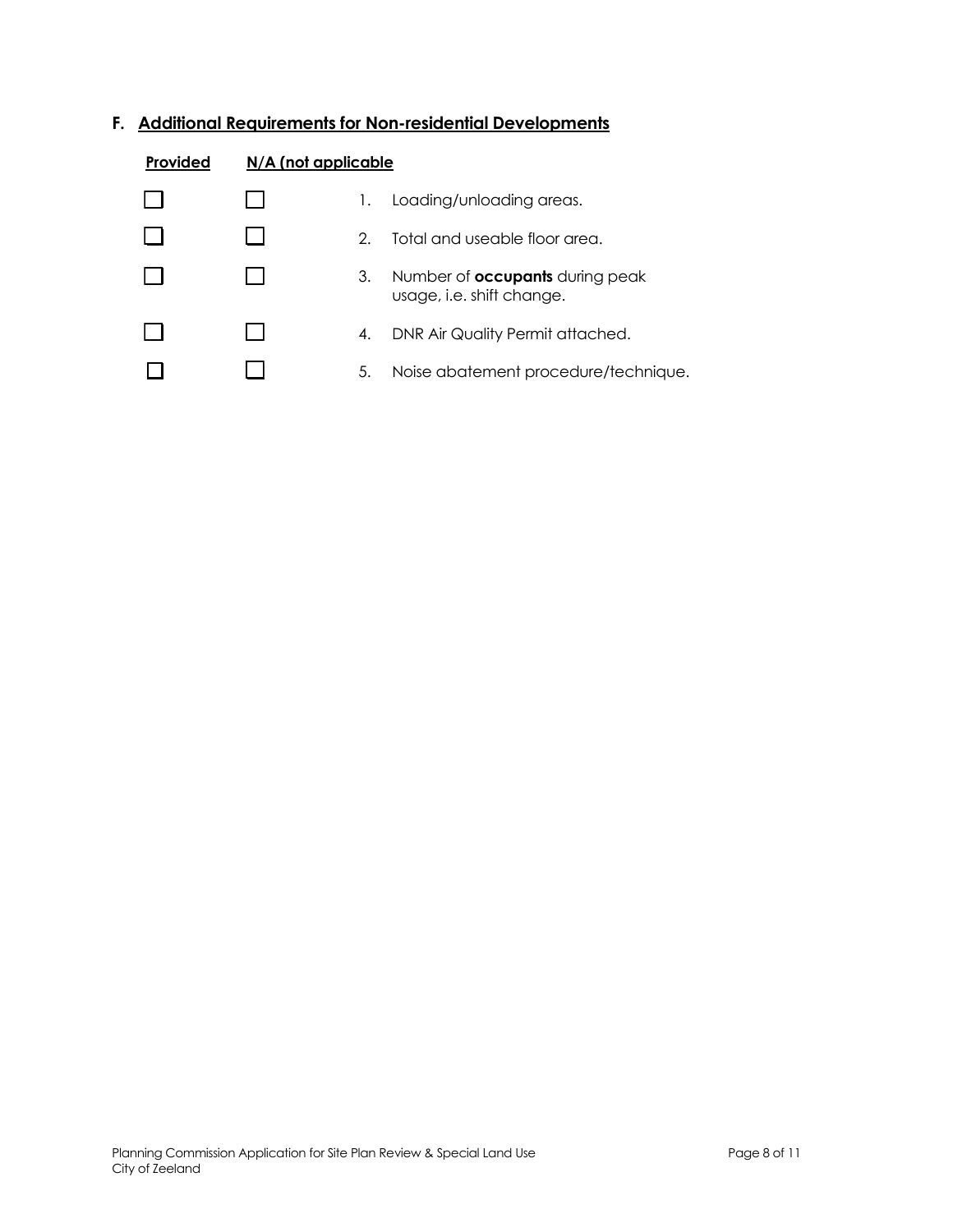## F. Additional Requirements for Non-residential Developments

| Provided | N/A (not applicable | | |
|---|---|---|---|
| ☐ | ☐ | 1. | Loading/unloading areas. |
| ☐ | ☐ | 2. | Total and useable floor area. |
| ☐ | ☐ | 3. | Number of **occupants** during peak usage, i.e. shift change. |
| ☐ | ☐ | 4. | DNR Air Quality Permit attached. |
| ☐ | ☐ | 5. | Noise abatement procedure/technique. |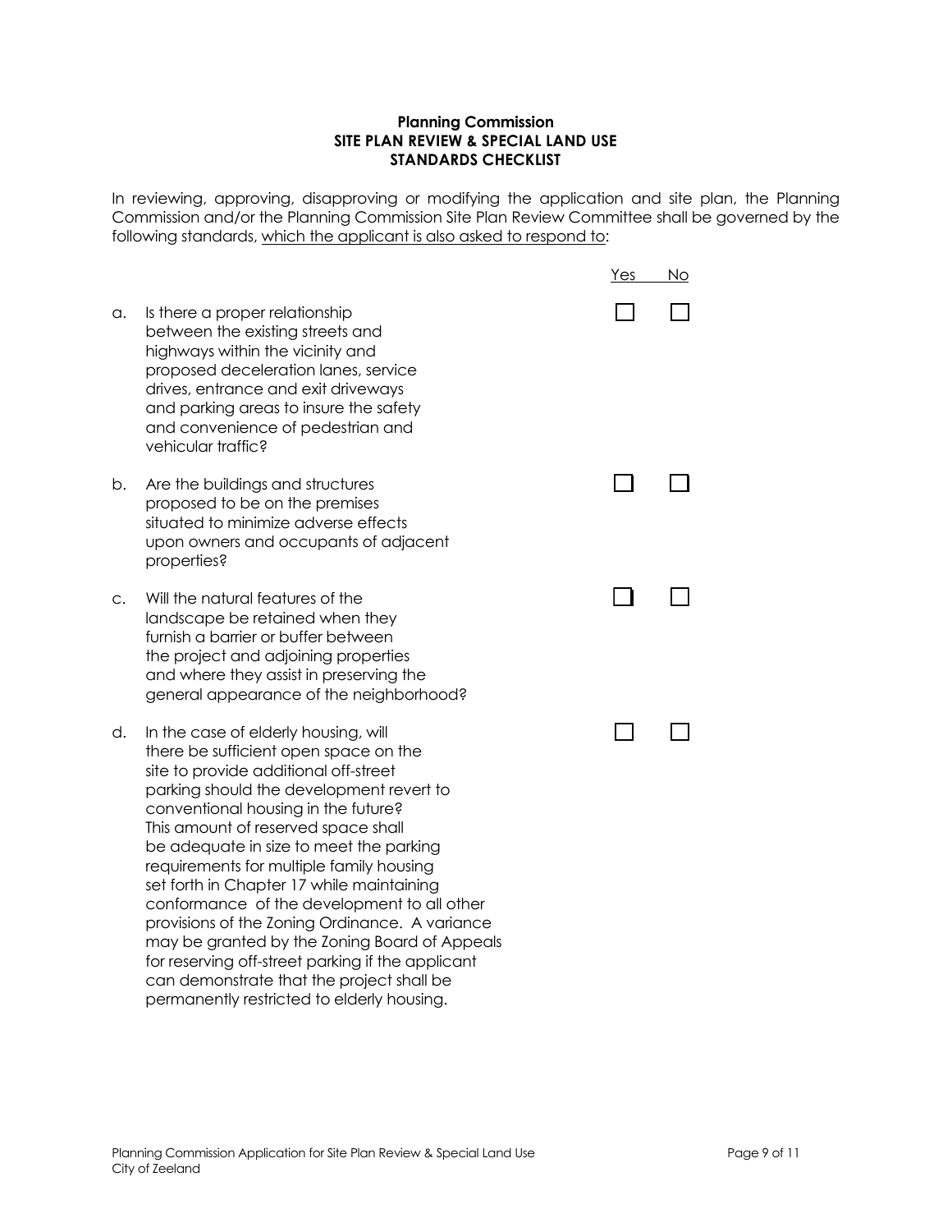**Planning Commission**
**SITE PLAN REVIEW & SPECIAL LAND USE**
**STANDARDS CHECKLIST**

In reviewing, approving, disapproving or modifying the application and site plan, the Planning Commission and/or the Planning Commission Site Plan Review Committee shall be governed by the following standards, which the applicant is also asked to respond to:

| | | Yes | No |
|---|---|---|---|
| a. | Is there a proper relationship between the existing streets and highways within the vicinity and proposed deceleration lanes, service drives, entrance and exit driveways and parking areas to insure the safety and convenience of pedestrian and vehicular traffic? | ☐ | ☐ |
| b. | Are the buildings and structures proposed to be on the premises situated to minimize adverse effects upon owners and occupants of adjacent properties? | ☐ | ☐ |
| c. | Will the natural features of the landscape be retained when they furnish a barrier or buffer between the project and adjoining properties and where they assist in preserving the general appearance of the neighborhood? | ☐ | ☐ |
| d. | In the case of elderly housing, will there be sufficient open space on the site to provide additional off-street parking should the development revert to conventional housing in the future? This amount of reserved space shall be adequate in size to meet the parking requirements for multiple family housing set forth in Chapter 17 while maintaining conformance of the development to all other provisions of the Zoning Ordinance. A variance may be granted by the Zoning Board of Appeals for reserving off-street parking if the applicant can demonstrate that the project shall be permanently restricted to elderly housing. | ☐ | ☐ |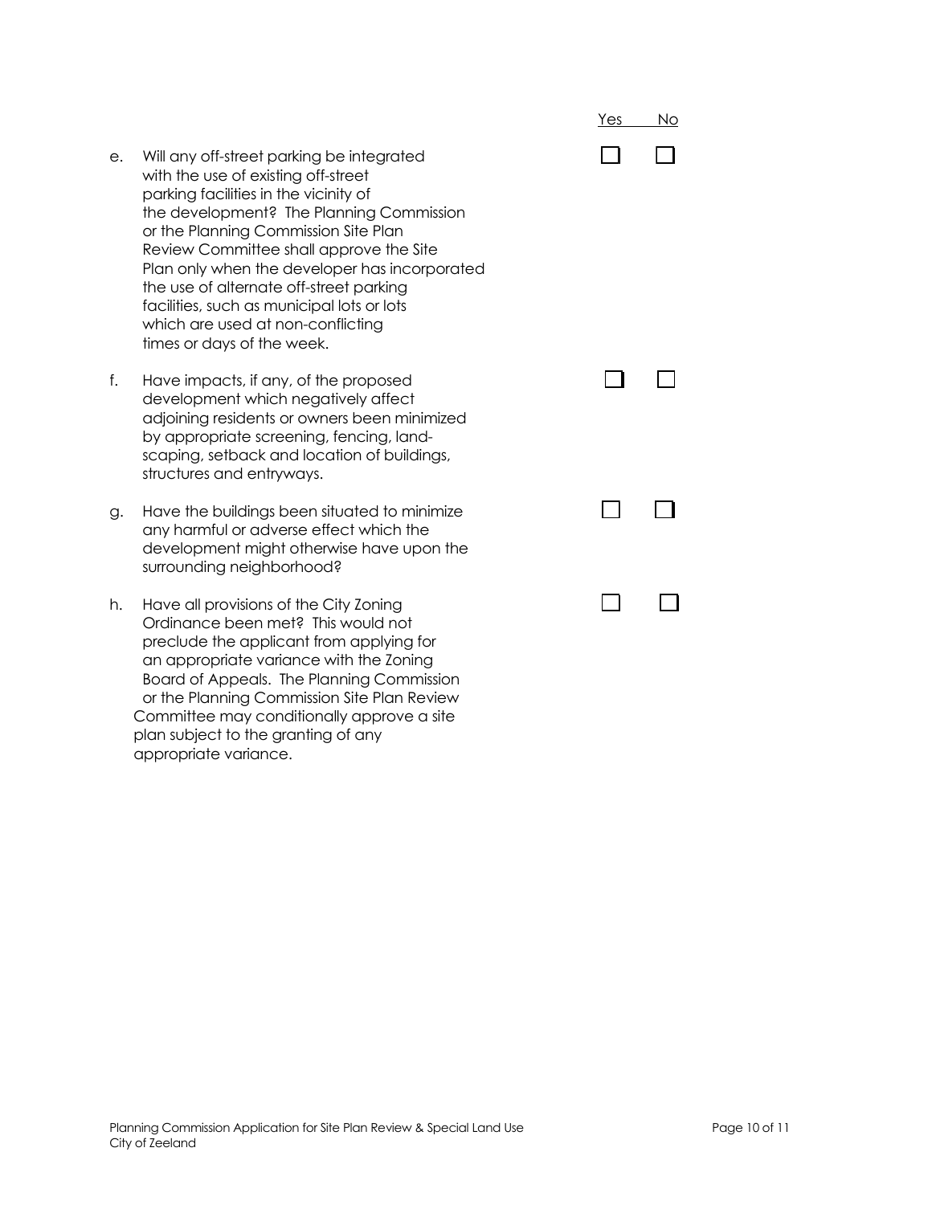| | Yes | No |
|---|---|---|
| e. Will any off-street parking be integrated with the use of existing off-street parking facilities in the vicinity of the development? The Planning Commission or the Planning Commission Site Plan Review Committee shall approve the Site Plan only when the developer has incorporated the use of alternate off-street parking facilities, such as municipal lots or lots which are used at non-conflicting times or days of the week. | ☐ | ☐ |
| f. Have impacts, if any, of the proposed development which negatively affect adjoining residents or owners been minimized by appropriate screening, fencing, land-scaping, setback and location of buildings, structures and entryways. | ☐ | ☐ |
| g. Have the buildings been situated to minimize any harmful or adverse effect which the development might otherwise have upon the surrounding neighborhood? | ☐ | ☐ |
| h. Have all provisions of the City Zoning Ordinance been met? This would not preclude the applicant from applying for an appropriate variance with the Zoning Board of Appeals. The Planning Commission or the Planning Commission Site Plan Review Committee may conditionally approve a site plan subject to the granting of any appropriate variance. | ☐ | ☐ |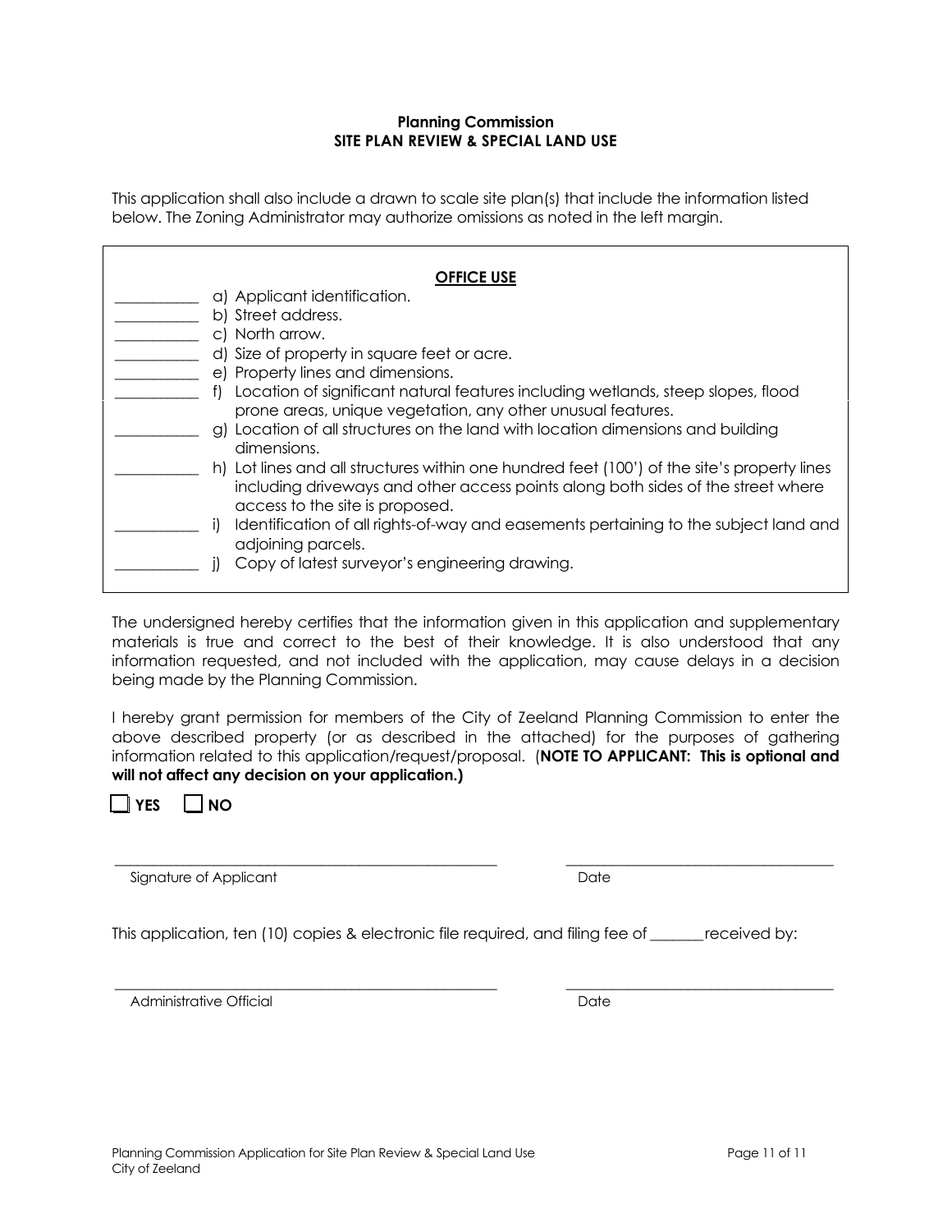**Planning Commission**
**SITE PLAN REVIEW & SPECIAL LAND USE**

This application shall also include a drawn to scale site plan(s) that include the information listed below. The Zoning Administrator may authorize omissions as noted in the left margin.

**OFFICE USE**

___________ a) Applicant identification.
___________ b) Street address.
___________ c) North arrow.
___________ d) Size of property in square feet or acre.
___________ e) Property lines and dimensions.
___________ f) Location of significant natural features including wetlands, steep slopes, flood prone areas, unique vegetation, any other unusual features.
___________ g) Location of all structures on the land with location dimensions and building dimensions.
___________ h) Lot lines and all structures within one hundred feet (100') of the site's property lines including driveways and other access points along both sides of the street where access to the site is proposed.
___________ i) Identification of all rights-of-way and easements pertaining to the subject land and adjoining parcels.
___________ j) Copy of latest surveyor's engineering drawing.

The undersigned hereby certifies that the information given in this application and supplementary materials is true and correct to the best of their knowledge. It is also understood that any information requested, and not included with the application, may cause delays in a decision being made by the Planning Commission.

I hereby grant permission for members of the City of Zeeland Planning Commission to enter the above described property (or as described in the attached) for the purposes of gathering information related to this application/request/proposal. (**NOTE TO APPLICANT: This is optional and will not affect any decision on your application.)**

☐ **YES** ☐ **NO**

_____________________________________________ _________________________________
Signature of Applicant Date

This application, ten (10) copies & electronic file required, and filing fee of _______received by:

_____________________________________________ _________________________________
Administrative Official Date